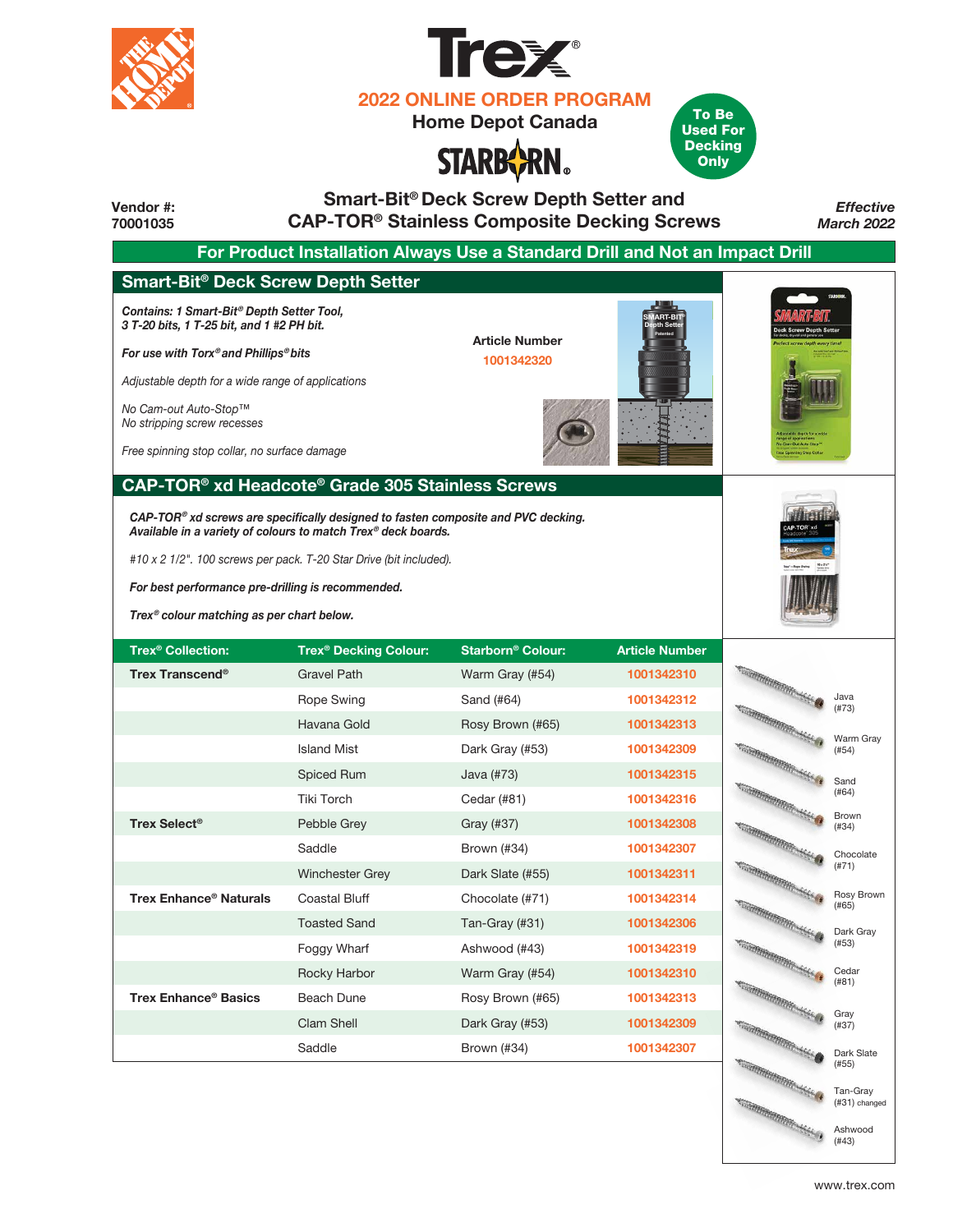# Trex®

## 2022 ONLINE ORDER PROGRAM

**Home Depot Canada**

STARBORN®

**To Be Used For Decking Only**

**Vendor #: 70001035**

## Smart-Bit® Deck Screw Depth Setter and CAP-TOR® Stainless Composite Decking Screws

***Effective March 2022***

**For Product Installation Always Use a Standard Drill and Not an Impact Drill**

## Smart-Bit® Deck Screw Depth Setter

***Contains: 1 Smart-Bit® Depth Setter Tool, 3 T-20 bits, 1 T-25 bit, and 1 #2 PH bit.***

***For use with Torx® and Phillips® bits***

*Adjustable depth for a wide range of applications*

*No Cam-out Auto-Stop™*
*No stripping screw recesses*

*Free spinning stop collar, no surface damage*

**Article Number**
1001342320

## CAP-TOR® xd Headcote® Grade 305 Stainless Screws

***CAP-TOR® xd screws are specifically designed to fasten composite and PVC decking. Available in a variety of colours to match Trex® deck boards.***

*#10 x 2 1/2". 100 screws per pack. T-20 Star Drive (bit included).*

***For best performance pre-drilling is recommended.***

***Trex® colour matching as per chart below.***

| Trex® Collection: | Trex® Decking Colour: | Starborn® Colour: | Article Number |
|---|---|---|---|
| **Trex Transcend®** | Gravel Path | Warm Gray (#54) | 1001342310 |
| | Rope Swing | Sand (#64) | 1001342312 |
| | Havana Gold | Rosy Brown (#65) | 1001342313 |
| | Island Mist | Dark Gray (#53) | 1001342309 |
| | Spiced Rum | Java (#73) | 1001342315 |
| | Tiki Torch | Cedar (#81) | 1001342316 |
| **Trex Select®** | Pebble Grey | Gray (#37) | 1001342308 |
| | Saddle | Brown (#34) | 1001342307 |
| | Winchester Grey | Dark Slate (#55) | 1001342311 |
| **Trex Enhance® Naturals** | Coastal Bluff | Chocolate (#71) | 1001342314 |
| | Toasted Sand | Tan-Gray (#31) | 1001342306 |
| | Foggy Wharf | Ashwood (#43) | 1001342319 |
| | Rocky Harbor | Warm Gray (#54) | 1001342310 |
| **Trex Enhance® Basics** | Beach Dune | Rosy Brown (#65) | 1001342313 |
| | Clam Shell | Dark Gray (#53) | 1001342309 |
| | Saddle | Brown (#34) | 1001342307 |

Java (#73)
Warm Gray (#54)
Sand (#64)
Brown (#34)
Chocolate (#71)
Rosy Brown (#65)
Dark Gray (#53)
Cedar (#81)
Gray (#37)
Dark Slate (#55)
Tan-Gray (#31) changed
Ashwood (#43)

www.trex.com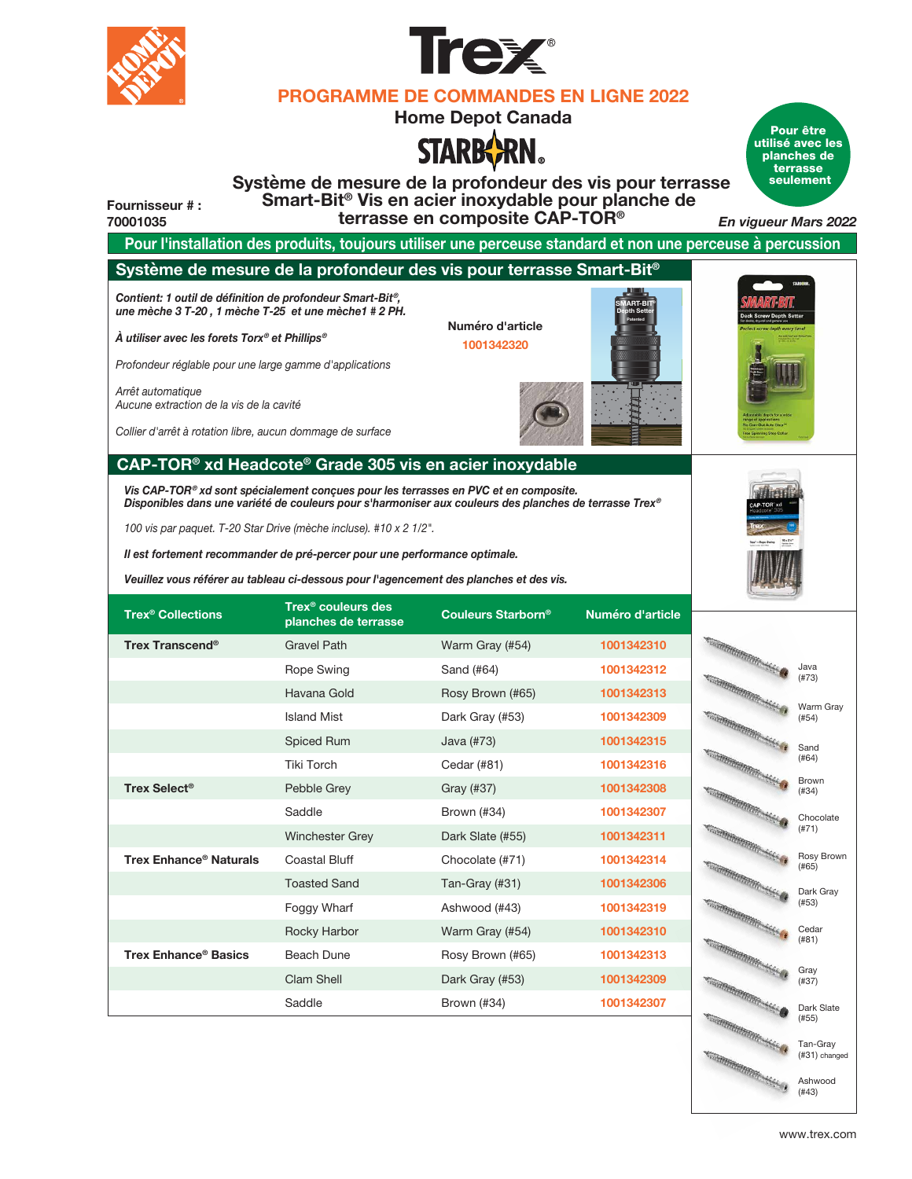# Trex®

## PROGRAMME DE COMMANDES EN LIGNE 2022

### Home Depot Canada

STARBORN®

**Système de mesure de la profondeur des vis pour terrasse Smart-Bit® Vis en acier inoxydable pour planche de terrasse en composite CAP-TOR®**

**Fournisseur # : 70001035**

**Pour être utilisé avec les planches de terrasse seulement**

***En vigueur Mars 2022***

**Pour l'installation des produits, toujours utiliser une perceuse standard et non une perceuse à percussion**

## Système de mesure de la profondeur des vis pour terrasse Smart-Bit®

***Contient: 1 outil de définition de profondeur Smart-Bit®, une mèche 3 T-20 , 1 mèche T-25 et une mèche1 # 2 PH.***

***À utiliser avec les forets Torx® et Phillips®***

*Profondeur réglable pour une large gamme d'applications*

*Arrêt automatique*
*Aucune extraction de la vis de la cavité*

*Collier d'arrêt à rotation libre, aucun dommage de surface*

**Numéro d'article**
1001342320

## CAP-TOR® xd Headcote® Grade 305 vis en acier inoxydable

***Vis CAP-TOR® xd sont spécialement conçues pour les terrasses en PVC et en composite. Disponibles dans une variété de couleurs pour s'harmoniser aux couleurs des planches de terrasse Trex®***

*100 vis par paquet. T-20 Star Drive (mèche incluse). #10 x 2 1/2".*

***Il est fortement recommander de pré-percer pour une performance optimale.***

***Veuillez vous référer au tableau ci-dessous pour l'agencement des planches et des vis.***

| Trex® Collections | Trex® couleurs des planches de terrasse | Couleurs Starborn® | Numéro d'article |
|---|---|---|---|
| **Trex Transcend®** | Gravel Path | Warm Gray (#54) | 1001342310 |
| | Rope Swing | Sand (#64) | 1001342312 |
| | Havana Gold | Rosy Brown (#65) | 1001342313 |
| | Island Mist | Dark Gray (#53) | 1001342309 |
| | Spiced Rum | Java (#73) | 1001342315 |
| | Tiki Torch | Cedar (#81) | 1001342316 |
| **Trex Select®** | Pebble Grey | Gray (#37) | 1001342308 |
| | Saddle | Brown (#34) | 1001342307 |
| | Winchester Grey | Dark Slate (#55) | 1001342311 |
| **Trex Enhance® Naturals** | Coastal Bluff | Chocolate (#71) | 1001342314 |
| | Toasted Sand | Tan-Gray (#31) | 1001342306 |
| | Foggy Wharf | Ashwood (#43) | 1001342319 |
| | Rocky Harbor | Warm Gray (#54) | 1001342310 |
| **Trex Enhance® Basics** | Beach Dune | Rosy Brown (#65) | 1001342313 |
| | Clam Shell | Dark Gray (#53) | 1001342309 |
| | Saddle | Brown (#34) | 1001342307 |

Java (#73)
Warm Gray (#54)
Sand (#64)
Brown (#34)
Chocolate (#71)
Rosy Brown (#65)
Dark Gray (#53)
Cedar (#81)
Gray (#37)
Dark Slate (#55)
Tan-Gray (#31) changed
Ashwood (#43)

www.trex.com